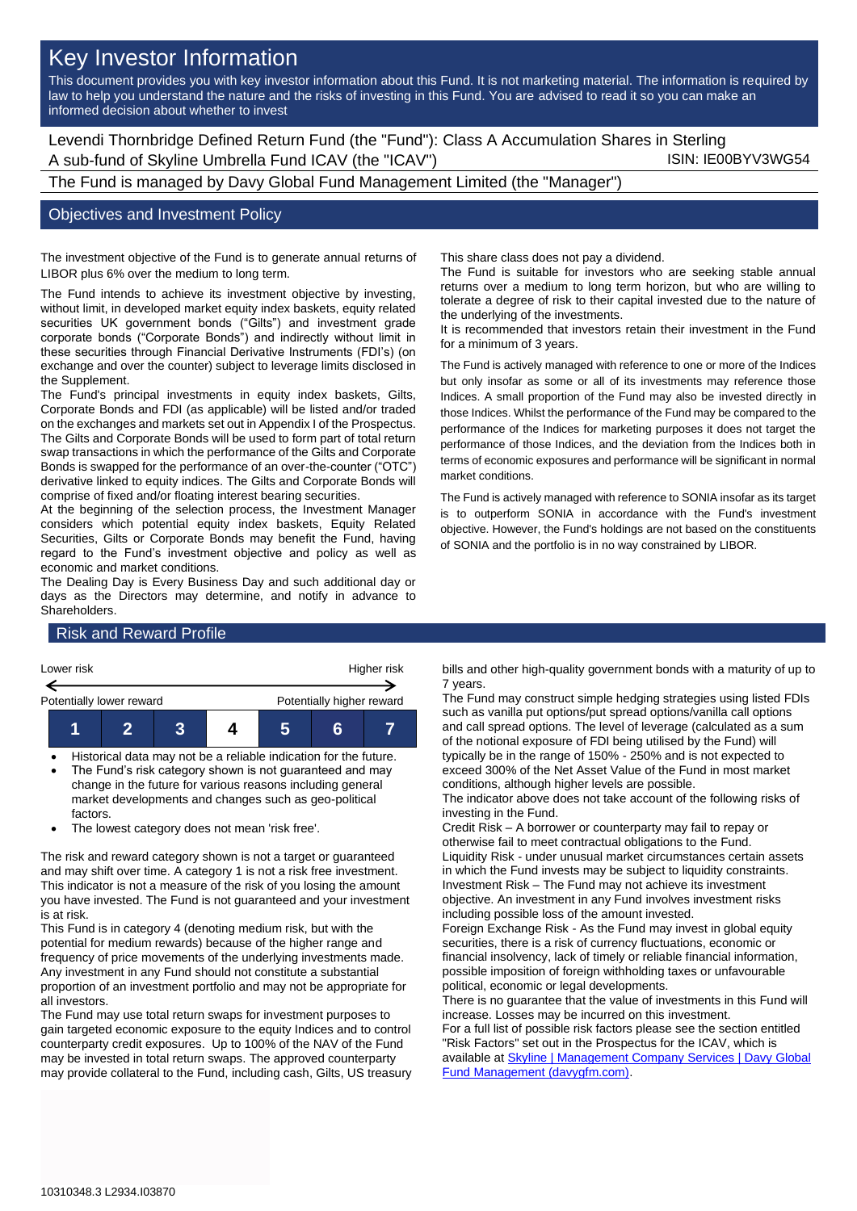# Key Investor Information

This document provides you with key investor information about this Fund. It is not marketing material. The information is required by law to help you understand the nature and the risks of investing in this Fund. You are advised to read it so you can make an informed decision about whether to invest

Levendi Thornbridge Defined Return Fund (the "Fund"): Class A Accumulation Shares in Sterling
A sub-fund of Skyline Umbrella Fund ICAV (the "ICAV") ISIN: IE00BYV3WG54

The Fund is managed by Davy Global Fund Management Limited (the "Manager")

## Objectives and Investment Policy

The investment objective of the Fund is to generate annual returns of LIBOR plus 6% over the medium to long term.

The Fund intends to achieve its investment objective by investing, without limit, in developed market equity index baskets, equity related securities UK government bonds ("Gilts") and investment grade corporate bonds ("Corporate Bonds") and indirectly without limit in these securities through Financial Derivative Instruments (FDI's) (on exchange and over the counter) subject to leverage limits disclosed in the Supplement.

The Fund's principal investments in equity index baskets, Gilts, Corporate Bonds and FDI (as applicable) will be listed and/or traded on the exchanges and markets set out in Appendix I of the Prospectus. The Gilts and Corporate Bonds will be used to form part of total return swap transactions in which the performance of the Gilts and Corporate Bonds is swapped for the performance of an over-the-counter ("OTC") derivative linked to equity indices. The Gilts and Corporate Bonds will comprise of fixed and/or floating interest bearing securities.

At the beginning of the selection process, the Investment Manager considers which potential equity index baskets, Equity Related Securities, Gilts or Corporate Bonds may benefit the Fund, having regard to the Fund's investment objective and policy as well as economic and market conditions.

The Dealing Day is Every Business Day and such additional day or days as the Directors may determine, and notify in advance to Shareholders.

This share class does not pay a dividend.

The Fund is suitable for investors who are seeking stable annual returns over a medium to long term horizon, but who are willing to tolerate a degree of risk to their capital invested due to the nature of the underlying of the investments.

It is recommended that investors retain their investment in the Fund for a minimum of 3 years.

The Fund is actively managed with reference to one or more of the Indices but only insofar as some or all of its investments may reference those Indices. A small proportion of the Fund may also be invested directly in those Indices. Whilst the performance of the Fund may be compared to the performance of the Indices for marketing purposes it does not target the performance of those Indices, and the deviation from the Indices both in terms of economic exposures and performance will be significant in normal market conditions.

The Fund is actively managed with reference to SONIA insofar as its target is to outperform SONIA in accordance with the Fund's investment objective. However, the Fund's holdings are not based on the constituents of SONIA and the portfolio is in no way constrained by LIBOR.

## Risk and Reward Profile

| Lower risk | | | | | | Higher risk |
|---|---|---|---|---|---|---|
| Potentially lower reward | | | | | | Potentially higher reward |
| 1 | 2 | 3 | **4** | 5 | 6 | 7 |

- Historical data may not be a reliable indication for the future.
- The Fund's risk category shown is not guaranteed and may change in the future for various reasons including general market developments and changes such as geo-political factors.
- The lowest category does not mean 'risk free'.

The risk and reward category shown is not a target or guaranteed and may shift over time. A category 1 is not a risk free investment. This indicator is not a measure of the risk of you losing the amount you have invested. The Fund is not guaranteed and your investment is at risk.

This Fund is in category 4 (denoting medium risk, but with the potential for medium rewards) because of the higher range and frequency of price movements of the underlying investments made. Any investment in any Fund should not constitute a substantial proportion of an investment portfolio and may not be appropriate for all investors.

The Fund may use total return swaps for investment purposes to gain targeted economic exposure to the equity Indices and to control counterparty credit exposures. Up to 100% of the NAV of the Fund may be invested in total return swaps. The approved counterparty may provide collateral to the Fund, including cash, Gilts, US treasury bills and other high-quality government bonds with a maturity of up to 7 years.

The Fund may construct simple hedging strategies using listed FDIs such as vanilla put options/put spread options/vanilla call options and call spread options. The level of leverage (calculated as a sum of the notional exposure of FDI being utilised by the Fund) will typically be in the range of 150% - 250% and is not expected to exceed 300% of the Net Asset Value of the Fund in most market conditions, although higher levels are possible.

The indicator above does not take account of the following risks of investing in the Fund.

Credit Risk – A borrower or counterparty may fail to repay or otherwise fail to meet contractual obligations to the Fund.

Liquidity Risk - under unusual market circumstances certain assets in which the Fund invests may be subject to liquidity constraints.

Investment Risk – The Fund may not achieve its investment objective. An investment in any Fund involves investment risks including possible loss of the amount invested.

Foreign Exchange Risk - As the Fund may invest in global equity securities, there is a risk of currency fluctuations, economic or financial insolvency, lack of timely or reliable financial information, possible imposition of foreign withholding taxes or unfavourable political, economic or legal developments.

There is no guarantee that the value of investments in this Fund will increase. Losses may be incurred on this investment.

For a full list of possible risk factors please see the section entitled "Risk Factors" set out in the Prospectus for the ICAV, which is available at [Skyline | Management Company Services | Davy Global Fund Management (davygfm.com)](davygfm.com).

10310348.3 L2934.I03870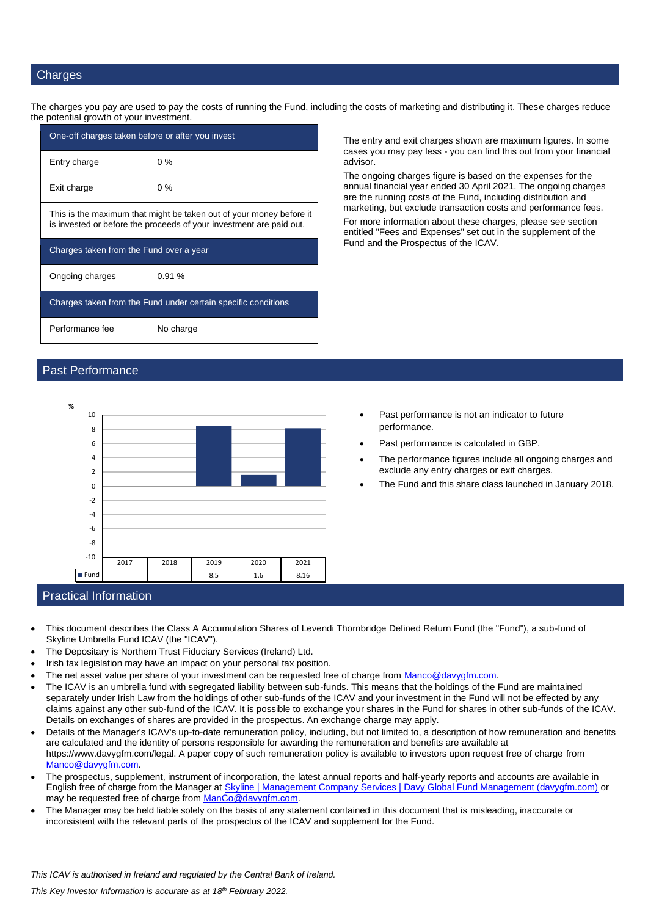## Charges

The charges you pay are used to pay the costs of running the Fund, including the costs of marketing and distributing it. These charges reduce the potential growth of your investment.

| One-off charges taken before or after you invest | |
|---|---|
| Entry charge | 0 % |
| Exit charge | 0 % |
| This is the maximum that might be taken out of your money before it is invested or before the proceeds of your investment are paid out. | |
| **Charges taken from the Fund over a year** | |
| Ongoing charges | 0.91 % |
| **Charges taken from the Fund under certain specific conditions** | |
| Performance fee | No charge |

The entry and exit charges shown are maximum figures. In some cases you may pay less - you can find this out from your financial advisor.

The ongoing charges figure is based on the expenses for the annual financial year ended 30 April 2021. The ongoing charges are the running costs of the Fund, including distribution and marketing, but exclude transaction costs and performance fees.

For more information about these charges, please see section entitled "Fees and Expenses" set out in the supplement of the Fund and the Prospectus of the ICAV.

## Past Performance

%

10
8
6
4
2
0
-2
-4
-6
-8
-10

2017 2018 2019 2020 2021

Fund 8.5 1.6 8.16

- Past performance is not an indicator to future performance.
- Past performance is calculated in GBP.
- The performance figures include all ongoing charges and exclude any entry charges or exit charges.
- The Fund and this share class launched in January 2018.

## Practical Information

- This document describes the Class A Accumulation Shares of Levendi Thornbridge Defined Return Fund (the "Fund"), a sub-fund of Skyline Umbrella Fund ICAV (the "ICAV").
- The Depositary is Northern Trust Fiduciary Services (Ireland) Ltd.
- Irish tax legislation may have an impact on your personal tax position.
- The net asset value per share of your investment can be requested free of charge from Manco@davygfm.com.
- The ICAV is an umbrella fund with segregated liability between sub-funds. This means that the holdings of the Fund are maintained separately under Irish Law from the holdings of other sub-funds of the ICAV and your investment in the Fund will not be effected by any claims against any other sub-fund of the ICAV. It is possible to exchange your shares in the Fund for shares in other sub-funds of the ICAV. Details on exchanges of shares are provided in the prospectus. An exchange charge may apply.
- Details of the Manager's ICAV's up-to-date remuneration policy, including, but not limited to, a description of how remuneration and benefits are calculated and the identity of persons responsible for awarding the remuneration and benefits are available at https://www.davygfm.com/legal. A paper copy of such remuneration policy is available to investors upon request free of charge from Manco@davygfm.com.
- The prospectus, supplement, instrument of incorporation, the latest annual reports and half-yearly reports and accounts are available in English free of charge from the Manager at Skyline | Management Company Services | Davy Global Fund Management (davygfm.com) or may be requested free of charge from ManCo@davygfm.com.
- The Manager may be held liable solely on the basis of any statement contained in this document that is misleading, inaccurate or inconsistent with the relevant parts of the prospectus of the ICAV and supplement for the Fund.

*This ICAV is authorised in Ireland and regulated by the Central Bank of Ireland.*

*This Key Investor Information is accurate as at 18th February 2022.*